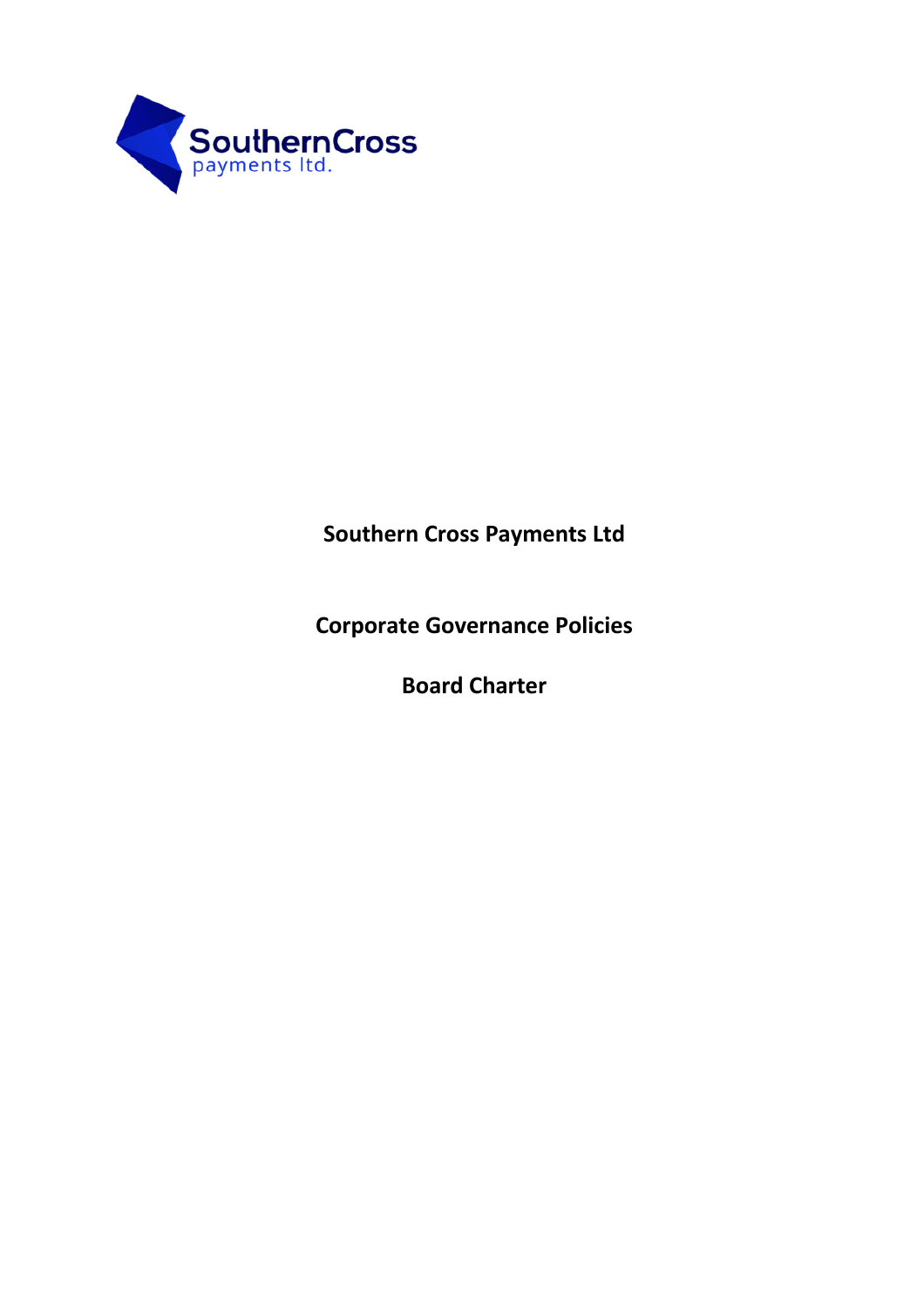SouthernCross
payments ltd.

# Southern Cross Payments Ltd

## Corporate Governance Policies

## Board Charter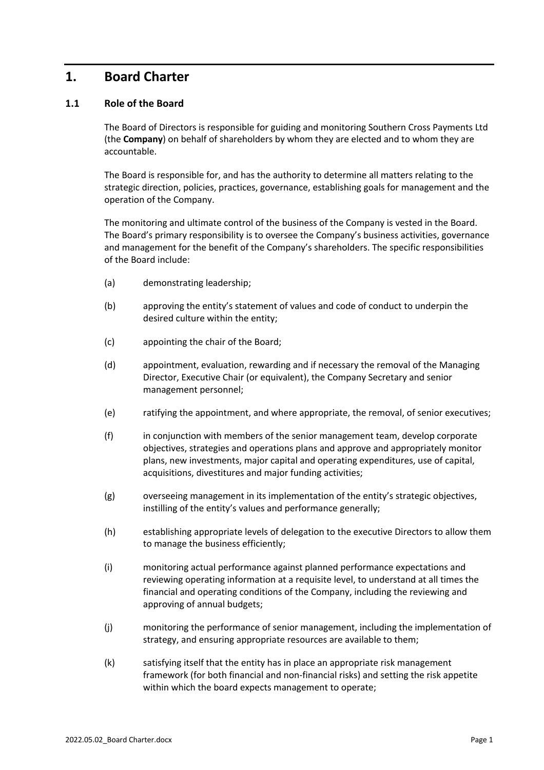# 1. Board Charter

## 1.1 Role of the Board

The Board of Directors is responsible for guiding and monitoring Southern Cross Payments Ltd (the **Company**) on behalf of shareholders by whom they are elected and to whom they are accountable.

The Board is responsible for, and has the authority to determine all matters relating to the strategic direction, policies, practices, governance, establishing goals for management and the operation of the Company.

The monitoring and ultimate control of the business of the Company is vested in the Board. The Board's primary responsibility is to oversee the Company's business activities, governance and management for the benefit of the Company's shareholders. The specific responsibilities of the Board include:

(a) demonstrating leadership;

(b) approving the entity's statement of values and code of conduct to underpin the desired culture within the entity;

(c) appointing the chair of the Board;

(d) appointment, evaluation, rewarding and if necessary the removal of the Managing Director, Executive Chair (or equivalent), the Company Secretary and senior management personnel;

(e) ratifying the appointment, and where appropriate, the removal, of senior executives;

(f) in conjunction with members of the senior management team, develop corporate objectives, strategies and operations plans and approve and appropriately monitor plans, new investments, major capital and operating expenditures, use of capital, acquisitions, divestitures and major funding activities;

(g) overseeing management in its implementation of the entity's strategic objectives, instilling of the entity's values and performance generally;

(h) establishing appropriate levels of delegation to the executive Directors to allow them to manage the business efficiently;

(i) monitoring actual performance against planned performance expectations and reviewing operating information at a requisite level, to understand at all times the financial and operating conditions of the Company, including the reviewing and approving of annual budgets;

(j) monitoring the performance of senior management, including the implementation of strategy, and ensuring appropriate resources are available to them;

(k) satisfying itself that the entity has in place an appropriate risk management framework (for both financial and non-financial risks) and setting the risk appetite within which the board expects management to operate;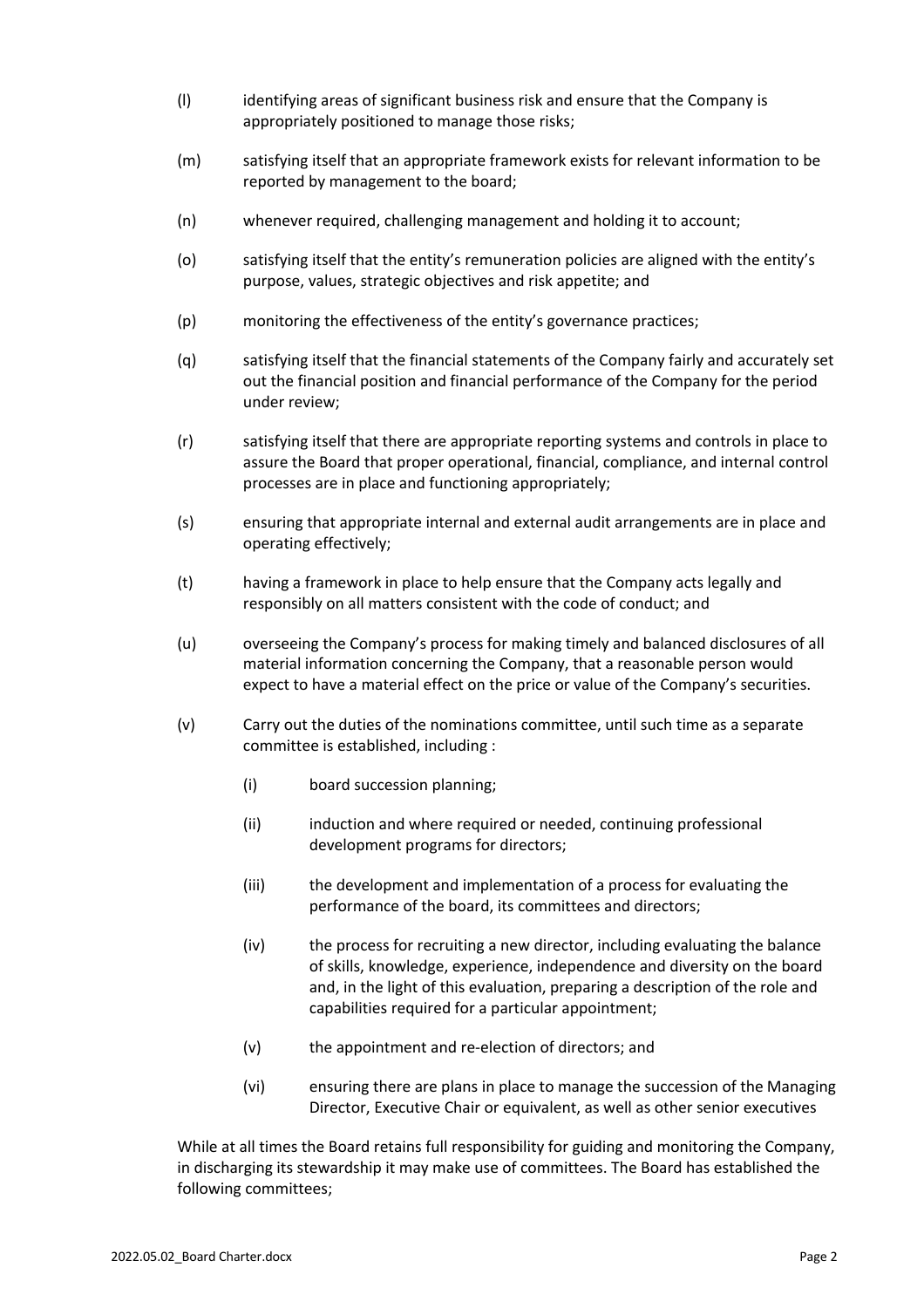(l) identifying areas of significant business risk and ensure that the Company is appropriately positioned to manage those risks;

(m) satisfying itself that an appropriate framework exists for relevant information to be reported by management to the board;

(n) whenever required, challenging management and holding it to account;

(o) satisfying itself that the entity's remuneration policies are aligned with the entity's purpose, values, strategic objectives and risk appetite; and

(p) monitoring the effectiveness of the entity's governance practices;

(q) satisfying itself that the financial statements of the Company fairly and accurately set out the financial position and financial performance of the Company for the period under review;

(r) satisfying itself that there are appropriate reporting systems and controls in place to assure the Board that proper operational, financial, compliance, and internal control processes are in place and functioning appropriately;

(s) ensuring that appropriate internal and external audit arrangements are in place and operating effectively;

(t) having a framework in place to help ensure that the Company acts legally and responsibly on all matters consistent with the code of conduct; and

(u) overseeing the Company's process for making timely and balanced disclosures of all material information concerning the Company, that a reasonable person would expect to have a material effect on the price or value of the Company's securities.

(v) Carry out the duties of the nominations committee, until such time as a separate committee is established, including :

    (i) board succession planning;

    (ii) induction and where required or needed, continuing professional development programs for directors;

    (iii) the development and implementation of a process for evaluating the performance of the board, its committees and directors;

    (iv) the process for recruiting a new director, including evaluating the balance of skills, knowledge, experience, independence and diversity on the board and, in the light of this evaluation, preparing a description of the role and capabilities required for a particular appointment;

    (v) the appointment and re-election of directors; and

    (vi) ensuring there are plans in place to manage the succession of the Managing Director, Executive Chair or equivalent, as well as other senior executives

While at all times the Board retains full responsibility for guiding and monitoring the Company, in discharging its stewardship it may make use of committees. The Board has established the following committees;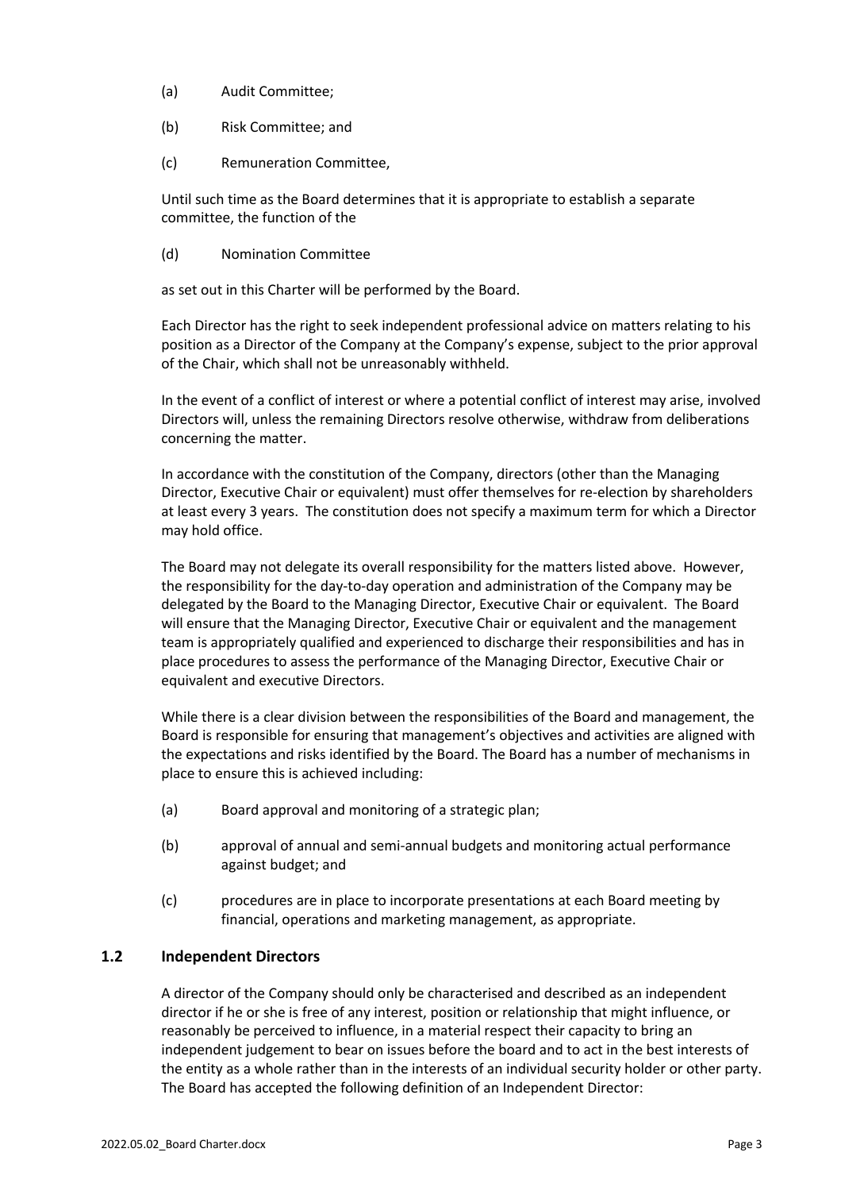(a) Audit Committee;

(b) Risk Committee; and

(c) Remuneration Committee,

Until such time as the Board determines that it is appropriate to establish a separate committee, the function of the

(d) Nomination Committee

as set out in this Charter will be performed by the Board.

Each Director has the right to seek independent professional advice on matters relating to his position as a Director of the Company at the Company's expense, subject to the prior approval of the Chair, which shall not be unreasonably withheld.

In the event of a conflict of interest or where a potential conflict of interest may arise, involved Directors will, unless the remaining Directors resolve otherwise, withdraw from deliberations concerning the matter.

In accordance with the constitution of the Company, directors (other than the Managing Director, Executive Chair or equivalent) must offer themselves for re-election by shareholders at least every 3 years. The constitution does not specify a maximum term for which a Director may hold office.

The Board may not delegate its overall responsibility for the matters listed above. However, the responsibility for the day-to-day operation and administration of the Company may be delegated by the Board to the Managing Director, Executive Chair or equivalent. The Board will ensure that the Managing Director, Executive Chair or equivalent and the management team is appropriately qualified and experienced to discharge their responsibilities and has in place procedures to assess the performance of the Managing Director, Executive Chair or equivalent and executive Directors.

While there is a clear division between the responsibilities of the Board and management, the Board is responsible for ensuring that management's objectives and activities are aligned with the expectations and risks identified by the Board. The Board has a number of mechanisms in place to ensure this is achieved including:

(a) Board approval and monitoring of a strategic plan;

(b) approval of annual and semi-annual budgets and monitoring actual performance against budget; and

(c) procedures are in place to incorporate presentations at each Board meeting by financial, operations and marketing management, as appropriate.

## 1.2 Independent Directors

A director of the Company should only be characterised and described as an independent director if he or she is free of any interest, position or relationship that might influence, or reasonably be perceived to influence, in a material respect their capacity to bring an independent judgement to bear on issues before the board and to act in the best interests of the entity as a whole rather than in the interests of an individual security holder or other party. The Board has accepted the following definition of an Independent Director: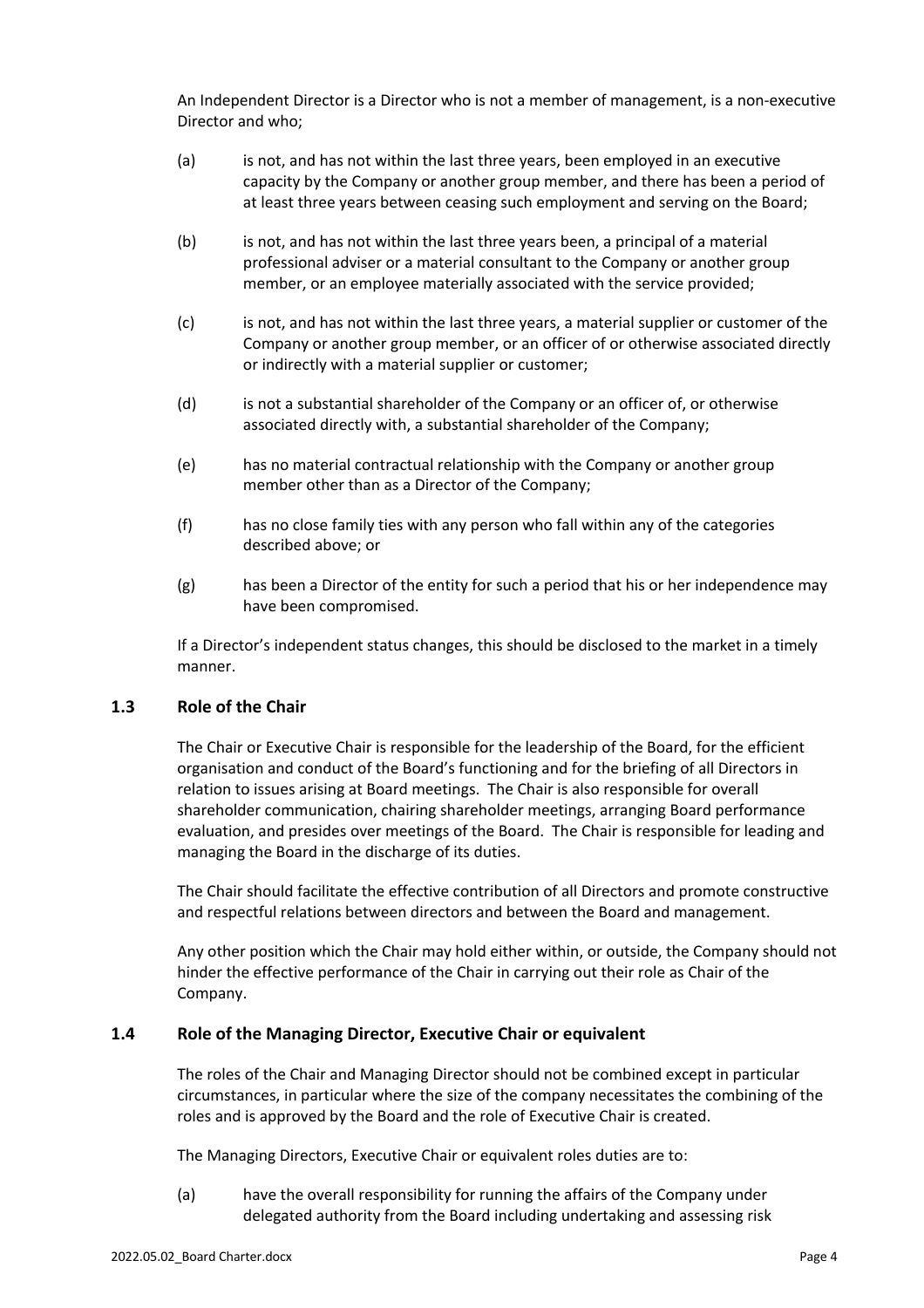An Independent Director is a Director who is not a member of management, is a non-executive Director and who;

(a) is not, and has not within the last three years, been employed in an executive capacity by the Company or another group member, and there has been a period of at least three years between ceasing such employment and serving on the Board;

(b) is not, and has not within the last three years been, a principal of a material professional adviser or a material consultant to the Company or another group member, or an employee materially associated with the service provided;

(c) is not, and has not within the last three years, a material supplier or customer of the Company or another group member, or an officer of or otherwise associated directly or indirectly with a material supplier or customer;

(d) is not a substantial shareholder of the Company or an officer of, or otherwise associated directly with, a substantial shareholder of the Company;

(e) has no material contractual relationship with the Company or another group member other than as a Director of the Company;

(f) has no close family ties with any person who fall within any of the categories described above; or

(g) has been a Director of the entity for such a period that his or her independence may have been compromised.

If a Director's independent status changes, this should be disclosed to the market in a timely manner.

### 1.3 Role of the Chair

The Chair or Executive Chair is responsible for the leadership of the Board, for the efficient organisation and conduct of the Board's functioning and for the briefing of all Directors in relation to issues arising at Board meetings. The Chair is also responsible for overall shareholder communication, chairing shareholder meetings, arranging Board performance evaluation, and presides over meetings of the Board. The Chair is responsible for leading and managing the Board in the discharge of its duties.

The Chair should facilitate the effective contribution of all Directors and promote constructive and respectful relations between directors and between the Board and management.

Any other position which the Chair may hold either within, or outside, the Company should not hinder the effective performance of the Chair in carrying out their role as Chair of the Company.

### 1.4 Role of the Managing Director, Executive Chair or equivalent

The roles of the Chair and Managing Director should not be combined except in particular circumstances, in particular where the size of the company necessitates the combining of the roles and is approved by the Board and the role of Executive Chair is created.

The Managing Directors, Executive Chair or equivalent roles duties are to:

(a) have the overall responsibility for running the affairs of the Company under delegated authority from the Board including undertaking and assessing risk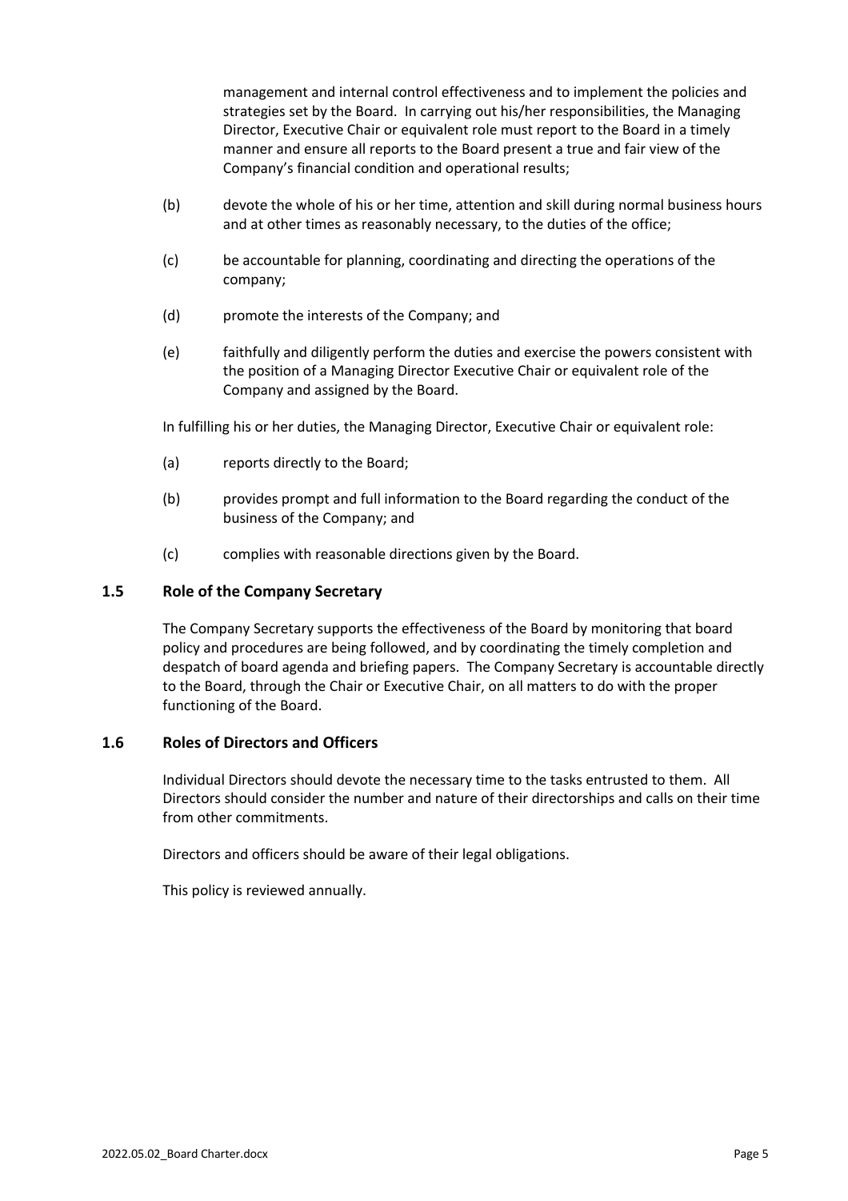management and internal control effectiveness and to implement the policies and strategies set by the Board. In carrying out his/her responsibilities, the Managing Director, Executive Chair or equivalent role must report to the Board in a timely manner and ensure all reports to the Board present a true and fair view of the Company's financial condition and operational results;

(b) devote the whole of his or her time, attention and skill during normal business hours and at other times as reasonably necessary, to the duties of the office;

(c) be accountable for planning, coordinating and directing the operations of the company;

(d) promote the interests of the Company; and

(e) faithfully and diligently perform the duties and exercise the powers consistent with the position of a Managing Director Executive Chair or equivalent role of the Company and assigned by the Board.

In fulfilling his or her duties, the Managing Director, Executive Chair or equivalent role:

(a) reports directly to the Board;

(b) provides prompt and full information to the Board regarding the conduct of the business of the Company; and

(c) complies with reasonable directions given by the Board.

## 1.5 Role of the Company Secretary

The Company Secretary supports the effectiveness of the Board by monitoring that board policy and procedures are being followed, and by coordinating the timely completion and despatch of board agenda and briefing papers. The Company Secretary is accountable directly to the Board, through the Chair or Executive Chair, on all matters to do with the proper functioning of the Board.

## 1.6 Roles of Directors and Officers

Individual Directors should devote the necessary time to the tasks entrusted to them. All Directors should consider the number and nature of their directorships and calls on their time from other commitments.

Directors and officers should be aware of their legal obligations.

This policy is reviewed annually.